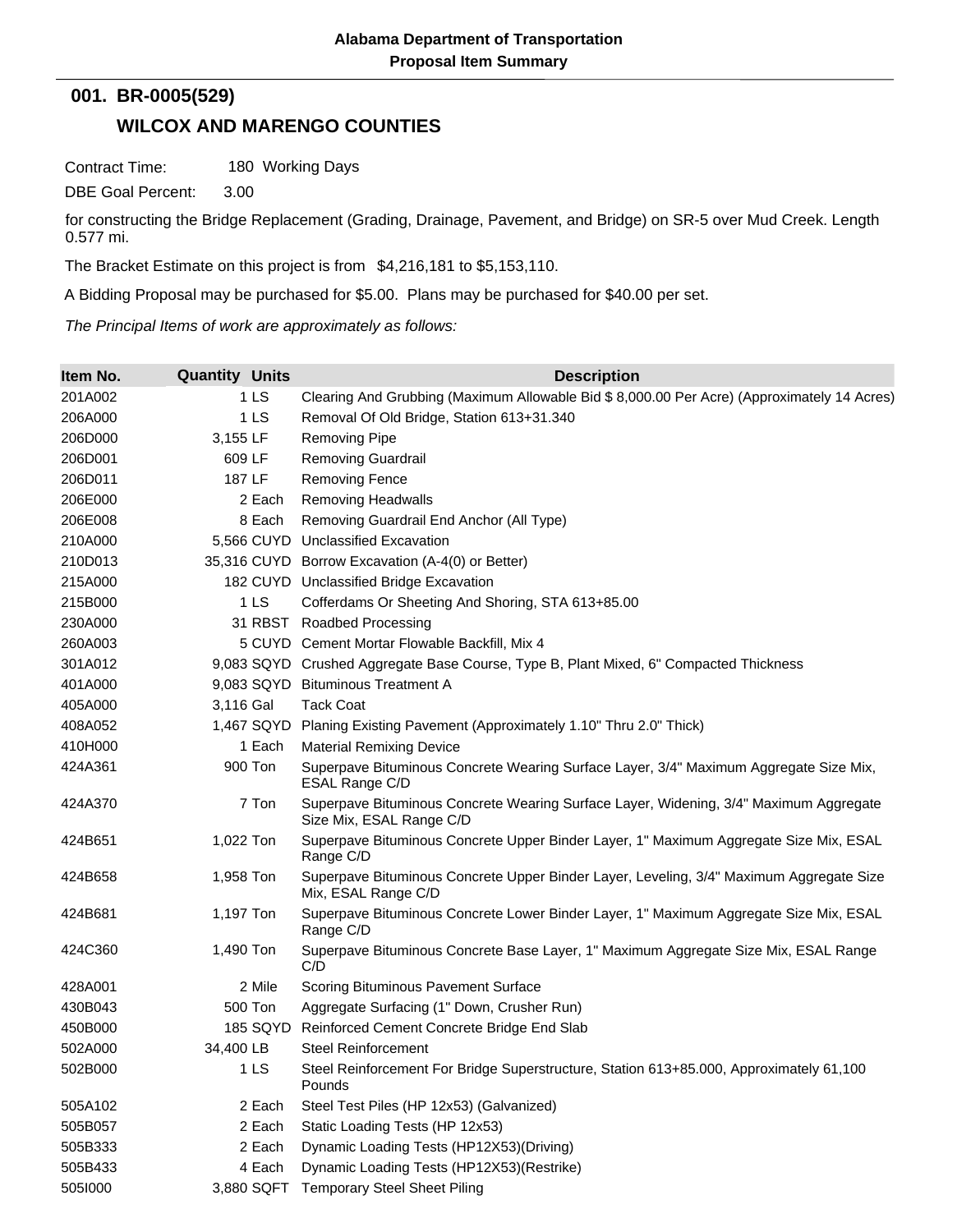**Alabama Department of Transportation**
**Proposal Item Summary**

## 001. BR-0005(529)

## WILCOX AND MARENGO COUNTIES

Contract Time: 180 Working Days

DBE Goal Percent: 3.00

for constructing the Bridge Replacement (Grading, Drainage, Pavement, and Bridge) on SR-5 over Mud Creek. Length 0.577 mi.

The Bracket Estimate on this project is from $4,216,181 to $5,153,110.

A Bidding Proposal may be purchased for $5.00. Plans may be purchased for $40.00 per set.

*The Principal Items of work are approximately as follows:*

| Item No. | Quantity | Units | Description |
|---|---|---|---|
| 201A002 | 1 | LS | Clearing And Grubbing (Maximum Allowable Bid $ 8,000.00 Per Acre) (Approximately 14 Acres) |
| 206A000 | 1 | LS | Removal Of Old Bridge, Station 613+31.340 |
| 206D000 | 3,155 | LF | Removing Pipe |
| 206D001 | 609 | LF | Removing Guardrail |
| 206D011 | 187 | LF | Removing Fence |
| 206E000 | 2 | Each | Removing Headwalls |
| 206E008 | 8 | Each | Removing Guardrail End Anchor (All Type) |
| 210A000 | 5,566 | CUYD | Unclassified Excavation |
| 210D013 | 35,316 | CUYD | Borrow Excavation (A-4(0) or Better) |
| 215A000 | 182 | CUYD | Unclassified Bridge Excavation |
| 215B000 | 1 | LS | Cofferdams Or Sheeting And Shoring, STA 613+85.00 |
| 230A000 | 31 | RBST | Roadbed Processing |
| 260A003 | 5 | CUYD | Cement Mortar Flowable Backfill, Mix 4 |
| 301A012 | 9,083 | SQYD | Crushed Aggregate Base Course, Type B, Plant Mixed, 6" Compacted Thickness |
| 401A000 | 9,083 | SQYD | Bituminous Treatment A |
| 405A000 | 3,116 | Gal | Tack Coat |
| 408A052 | 1,467 | SQYD | Planing Existing Pavement (Approximately 1.10" Thru 2.0" Thick) |
| 410H000 | 1 | Each | Material Remixing Device |
| 424A361 | 900 | Ton | Superpave Bituminous Concrete Wearing Surface Layer, 3/4" Maximum Aggregate Size Mix, ESAL Range C/D |
| 424A370 | 7 | Ton | Superpave Bituminous Concrete Wearing Surface Layer, Widening, 3/4" Maximum Aggregate Size Mix, ESAL Range C/D |
| 424B651 | 1,022 | Ton | Superpave Bituminous Concrete Upper Binder Layer, 1" Maximum Aggregate Size Mix, ESAL Range C/D |
| 424B658 | 1,958 | Ton | Superpave Bituminous Concrete Upper Binder Layer, Leveling, 3/4" Maximum Aggregate Size Mix, ESAL Range C/D |
| 424B681 | 1,197 | Ton | Superpave Bituminous Concrete Lower Binder Layer, 1" Maximum Aggregate Size Mix, ESAL Range C/D |
| 424C360 | 1,490 | Ton | Superpave Bituminous Concrete Base Layer, 1" Maximum Aggregate Size Mix, ESAL Range C/D |
| 428A001 | 2 | Mile | Scoring Bituminous Pavement Surface |
| 430B043 | 500 | Ton | Aggregate Surfacing (1" Down, Crusher Run) |
| 450B000 | 185 | SQYD | Reinforced Cement Concrete Bridge End Slab |
| 502A000 | 34,400 | LB | Steel Reinforcement |
| 502B000 | 1 | LS | Steel Reinforcement For Bridge Superstructure, Station 613+85.000, Approximately 61,100 Pounds |
| 505A102 | 2 | Each | Steel Test Piles (HP 12x53) (Galvanized) |
| 505B057 | 2 | Each | Static Loading Tests (HP 12x53) |
| 505B333 | 2 | Each | Dynamic Loading Tests (HP12X53)(Driving) |
| 505B433 | 4 | Each | Dynamic Loading Tests (HP12X53)(Restrike) |
| 505I000 | 3,880 | SQFT | Temporary Steel Sheet Piling |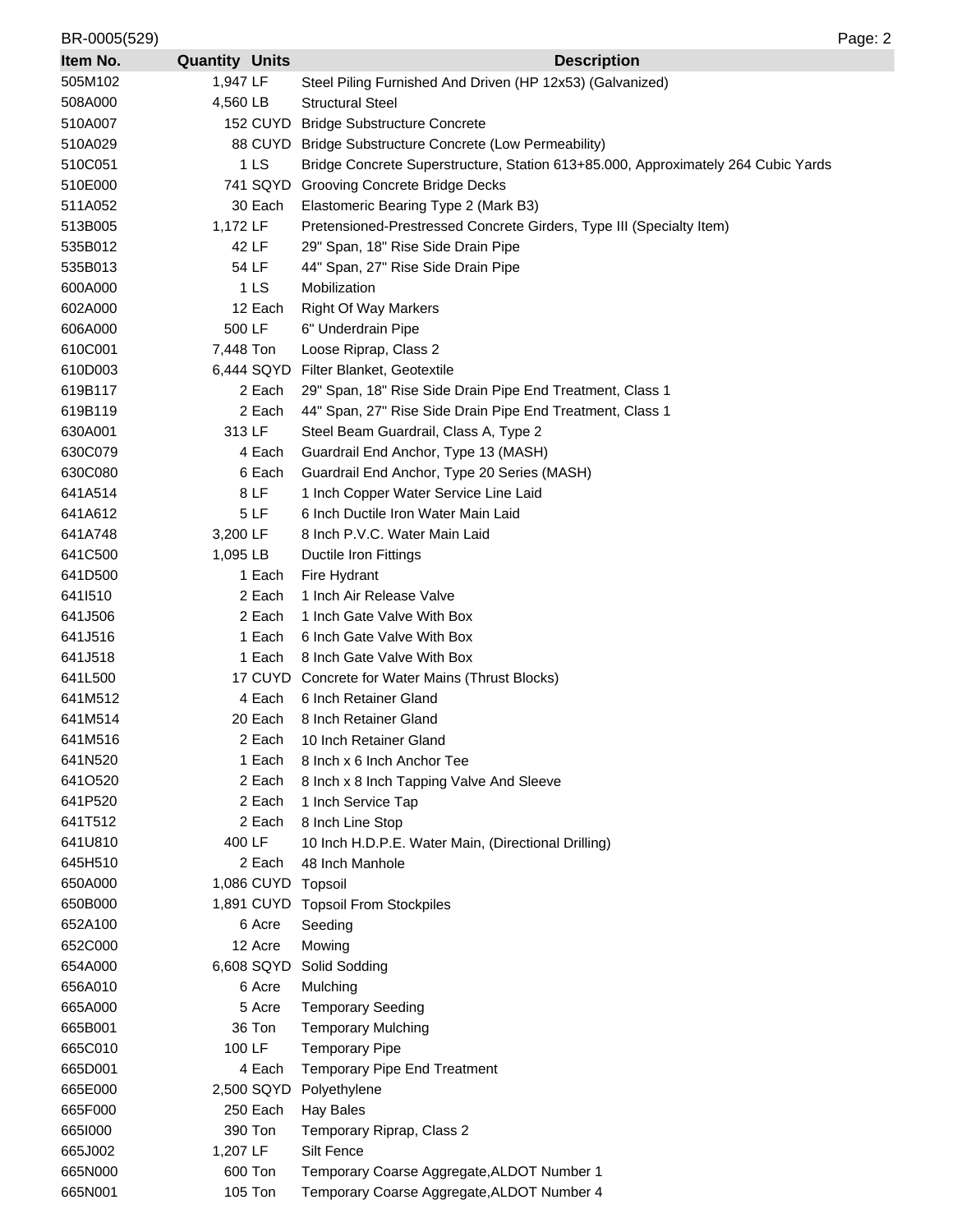| Item No. | Quantity | Units | Description |
|---|---|---|---|
| 505M102 | 1,947 | LF | Steel Piling Furnished And Driven (HP 12x53) (Galvanized) |
| 508A000 | 4,560 | LB | Structural Steel |
| 510A007 | 152 | CUYD | Bridge Substructure Concrete |
| 510A029 | 88 | CUYD | Bridge Substructure Concrete (Low Permeability) |
| 510C051 | 1 | LS | Bridge Concrete Superstructure, Station 613+85.000, Approximately 264 Cubic Yards |
| 510E000 | 741 | SQYD | Grooving Concrete Bridge Decks |
| 511A052 | 30 | Each | Elastomeric Bearing Type 2 (Mark B3) |
| 513B005 | 1,172 | LF | Pretensioned-Prestressed Concrete Girders, Type III (Specialty Item) |
| 535B012 | 42 | LF | 29" Span, 18" Rise Side Drain Pipe |
| 535B013 | 54 | LF | 44" Span, 27" Rise Side Drain Pipe |
| 600A000 | 1 | LS | Mobilization |
| 602A000 | 12 | Each | Right Of Way Markers |
| 606A000 | 500 | LF | 6" Underdrain Pipe |
| 610C001 | 7,448 | Ton | Loose Riprap, Class 2 |
| 610D003 | 6,444 | SQYD | Filter Blanket, Geotextile |
| 619B117 | 2 | Each | 29" Span, 18" Rise Side Drain Pipe End Treatment, Class 1 |
| 619B119 | 2 | Each | 44" Span, 27" Rise Side Drain Pipe End Treatment, Class 1 |
| 630A001 | 313 | LF | Steel Beam Guardrail, Class A, Type 2 |
| 630C079 | 4 | Each | Guardrail End Anchor, Type 13 (MASH) |
| 630C080 | 6 | Each | Guardrail End Anchor, Type 20 Series (MASH) |
| 641A514 | 8 | LF | 1 Inch Copper Water Service Line Laid |
| 641A612 | 5 | LF | 6 Inch Ductile Iron Water Main Laid |
| 641A748 | 3,200 | LF | 8 Inch P.V.C. Water Main Laid |
| 641C500 | 1,095 | LB | Ductile Iron Fittings |
| 641D500 | 1 | Each | Fire Hydrant |
| 641I510 | 2 | Each | 1 Inch Air Release Valve |
| 641J506 | 2 | Each | 1 Inch Gate Valve With Box |
| 641J516 | 1 | Each | 6 Inch Gate Valve With Box |
| 641J518 | 1 | Each | 8 Inch Gate Valve With Box |
| 641L500 | 17 | CUYD | Concrete for Water Mains (Thrust Blocks) |
| 641M512 | 4 | Each | 6 Inch Retainer Gland |
| 641M514 | 20 | Each | 8 Inch Retainer Gland |
| 641M516 | 2 | Each | 10 Inch Retainer Gland |
| 641N520 | 1 | Each | 8 Inch x 6 Inch Anchor Tee |
| 641O520 | 2 | Each | 8 Inch x 8 Inch Tapping Valve And Sleeve |
| 641P520 | 2 | Each | 1 Inch Service Tap |
| 641T512 | 2 | Each | 8 Inch Line Stop |
| 641U810 | 400 | LF | 10 Inch H.D.P.E. Water Main, (Directional Drilling) |
| 645H510 | 2 | Each | 48 Inch Manhole |
| 650A000 | 1,086 | CUYD | Topsoil |
| 650B000 | 1,891 | CUYD | Topsoil From Stockpiles |
| 652A100 | 6 | Acre | Seeding |
| 652C000 | 12 | Acre | Mowing |
| 654A000 | 6,608 | SQYD | Solid Sodding |
| 656A010 | 6 | Acre | Mulching |
| 665A000 | 5 | Acre | Temporary Seeding |
| 665B001 | 36 | Ton | Temporary Mulching |
| 665C010 | 100 | LF | Temporary Pipe |
| 665D001 | 4 | Each | Temporary Pipe End Treatment |
| 665E000 | 2,500 | SQYD | Polyethylene |
| 665F000 | 250 | Each | Hay Bales |
| 665I000 | 390 | Ton | Temporary Riprap, Class 2 |
| 665J002 | 1,207 | LF | Silt Fence |
| 665N000 | 600 | Ton | Temporary Coarse Aggregate,ALDOT Number 1 |
| 665N001 | 105 | Ton | Temporary Coarse Aggregate,ALDOT Number 4 |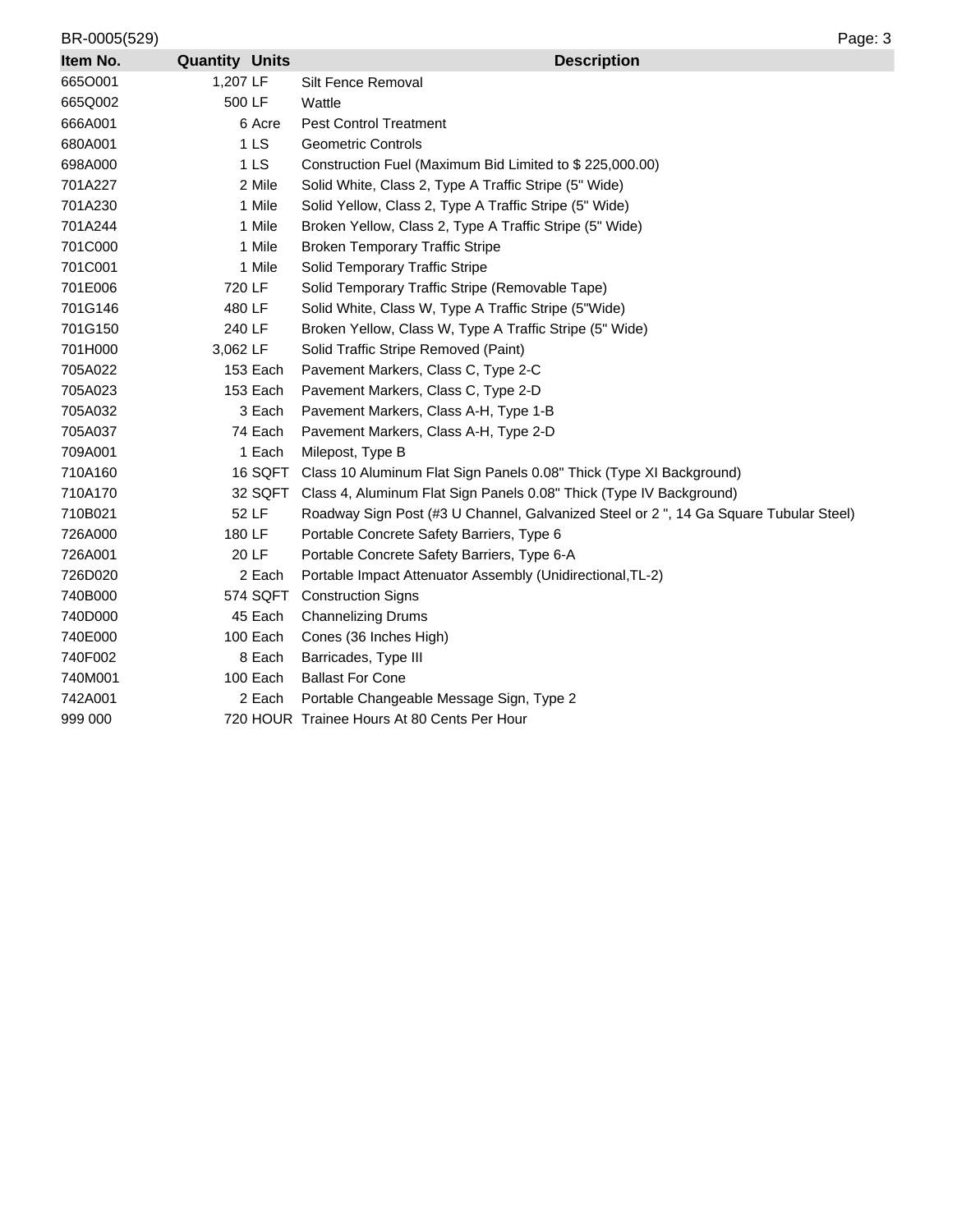| Item No. | Quantity | Units | Description |
|---|---|---|---|
| 665O001 | 1,207 | LF | Silt Fence Removal |
| 665Q002 | 500 | LF | Wattle |
| 666A001 | 6 | Acre | Pest Control Treatment |
| 680A001 | 1 | LS | Geometric Controls |
| 698A000 | 1 | LS | Construction Fuel (Maximum Bid Limited to $ 225,000.00) |
| 701A227 | 2 | Mile | Solid White, Class 2, Type A Traffic Stripe (5" Wide) |
| 701A230 | 1 | Mile | Solid Yellow, Class 2, Type A Traffic Stripe (5" Wide) |
| 701A244 | 1 | Mile | Broken Yellow, Class 2, Type A Traffic Stripe (5" Wide) |
| 701C000 | 1 | Mile | Broken Temporary Traffic Stripe |
| 701C001 | 1 | Mile | Solid Temporary Traffic Stripe |
| 701E006 | 720 | LF | Solid Temporary Traffic Stripe (Removable Tape) |
| 701G146 | 480 | LF | Solid White, Class W, Type A Traffic Stripe (5"Wide) |
| 701G150 | 240 | LF | Broken Yellow, Class W, Type A Traffic Stripe (5" Wide) |
| 701H000 | 3,062 | LF | Solid Traffic Stripe Removed (Paint) |
| 705A022 | 153 | Each | Pavement Markers, Class C, Type 2-C |
| 705A023 | 153 | Each | Pavement Markers, Class C, Type 2-D |
| 705A032 | 3 | Each | Pavement Markers, Class A-H, Type 1-B |
| 705A037 | 74 | Each | Pavement Markers, Class A-H, Type 2-D |
| 709A001 | 1 | Each | Milepost, Type B |
| 710A160 | 16 | SQFT | Class 10 Aluminum Flat Sign Panels 0.08" Thick (Type XI Background) |
| 710A170 | 32 | SQFT | Class 4, Aluminum Flat Sign Panels 0.08" Thick (Type IV Background) |
| 710B021 | 52 | LF | Roadway Sign Post (#3 U Channel, Galvanized Steel or 2 ", 14 Ga Square Tubular Steel) |
| 726A000 | 180 | LF | Portable Concrete Safety Barriers, Type 6 |
| 726A001 | 20 | LF | Portable Concrete Safety Barriers, Type 6-A |
| 726D020 | 2 | Each | Portable Impact Attenuator Assembly (Unidirectional,TL-2) |
| 740B000 | 574 | SQFT | Construction Signs |
| 740D000 | 45 | Each | Channelizing Drums |
| 740E000 | 100 | Each | Cones (36 Inches High) |
| 740F002 | 8 | Each | Barricades, Type III |
| 740M001 | 100 | Each | Ballast For Cone |
| 742A001 | 2 | Each | Portable Changeable Message Sign, Type 2 |
| 999 000 | 720 | HOUR | Trainee Hours At 80 Cents Per Hour |